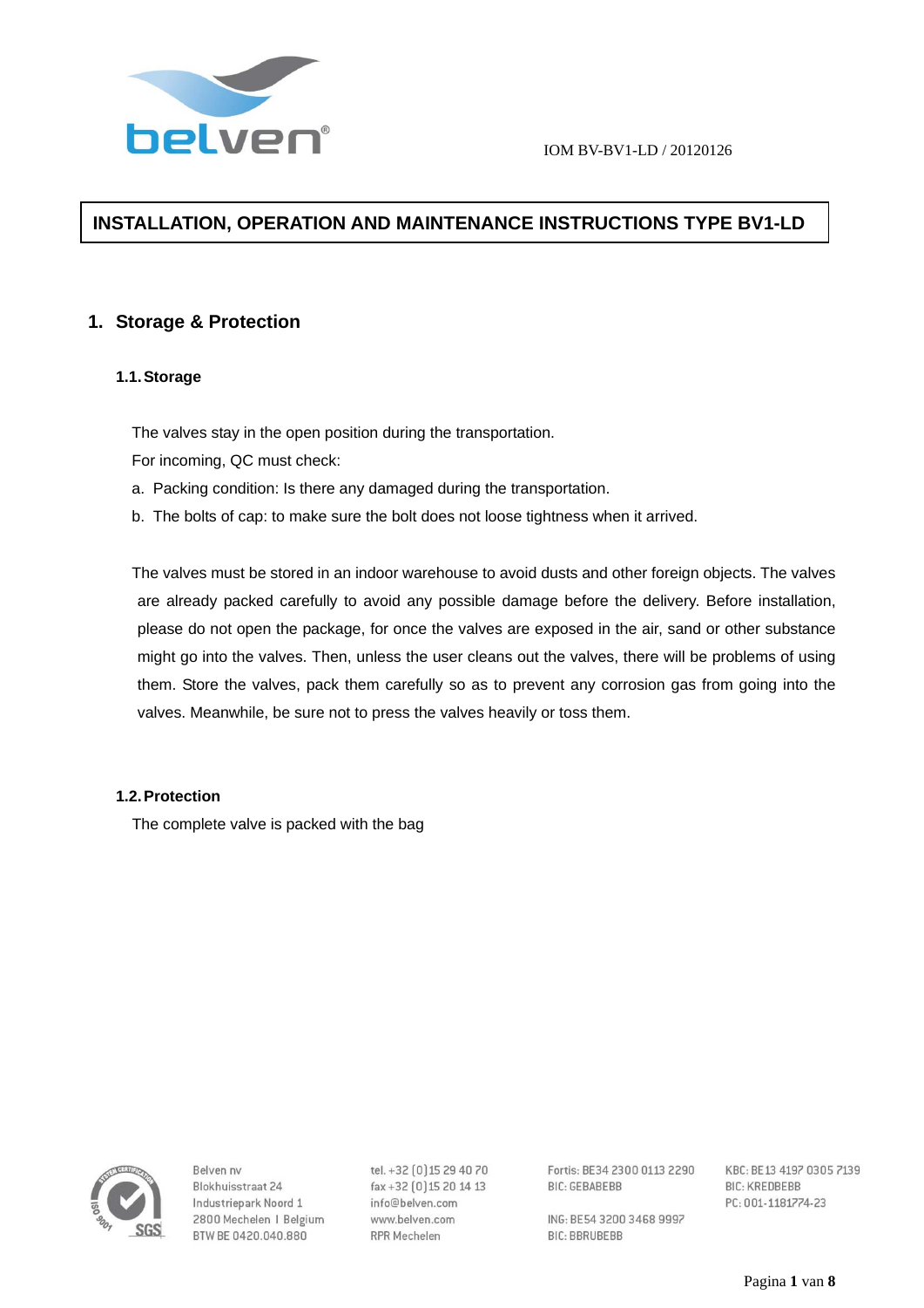IOM BV-BV1-LD / 20120126

# INSTALLATION, OPERATION AND MAINTENANCE INSTRUCTIONS TYPE BV1-LD

## 1. Storage & Protection

### 1.1. Storage

The valves stay in the open position during the transportation.

For incoming, QC must check:

a. Packing condition: Is there any damaged during the transportation.
b. The bolts of cap: to make sure the bolt does not loose tightness when it arrived.

The valves must be stored in an indoor warehouse to avoid dusts and other foreign objects. The valves are already packed carefully to avoid any possible damage before the delivery. Before installation, please do not open the package, for once the valves are exposed in the air, sand or other substance might go into the valves. Then, unless the user cleans out the valves, there will be problems of using them. Store the valves, pack them carefully so as to prevent any corrosion gas from going into the valves. Meanwhile, be sure not to press the valves heavily or toss them.

### 1.2. Protection

The complete valve is packed with the bag

Belven nv
Blokhuisstraat 24
Industriepark Noord 1
2800 Mechelen | Belgium
BTW BE 0420.040.880

tel. +32 (0)15 29 40 70
fax +32 (0)15 20 14 13
info@belven.com
www.belven.com
RPR Mechelen

Fortis: BE34 2300 0113 2290
BIC: GEBABEBB

ING: BE54 3200 3468 9997
BIC: BBRUBEBB

KBC: BE13 4197 0305 7139
BIC: KREDBEBB
PC: 001-1181774-23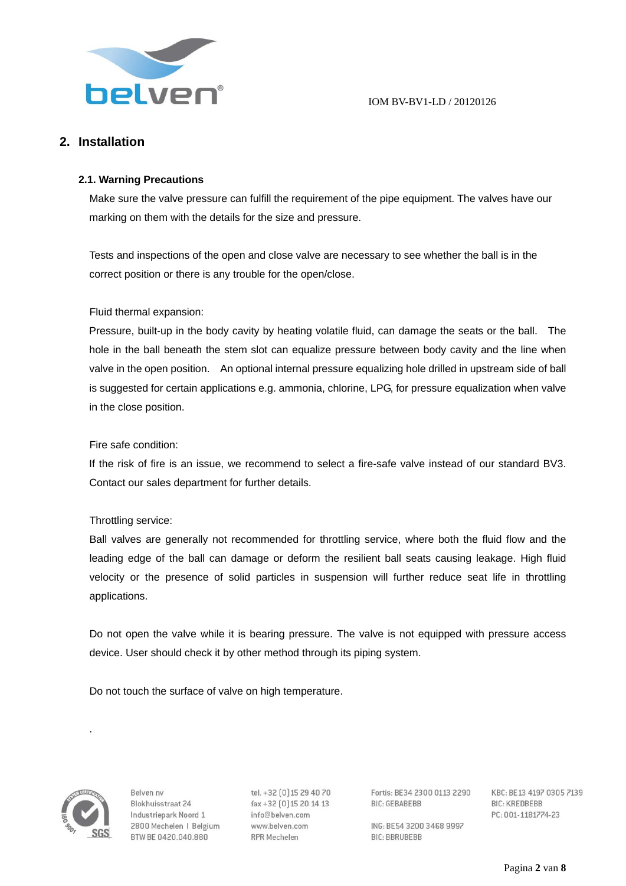## 2. Installation

### 2.1. Warning Precautions

Make sure the valve pressure can fulfill the requirement of the pipe equipment. The valves have our marking on them with the details for the size and pressure.

Tests and inspections of the open and close valve are necessary to see whether the ball is in the correct position or there is any trouble for the open/close.

Fluid thermal expansion:

Pressure, built-up in the body cavity by heating volatile fluid, can damage the seats or the ball. The hole in the ball beneath the stem slot can equalize pressure between body cavity and the line when valve in the open position. An optional internal pressure equalizing hole drilled in upstream side of ball is suggested for certain applications e.g. ammonia, chlorine, LPG, for pressure equalization when valve in the close position.

Fire safe condition:

If the risk of fire is an issue, we recommend to select a fire-safe valve instead of our standard BV3. Contact our sales department for further details.

Throttling service:

Ball valves are generally not recommended for throttling service, where both the fluid flow and the leading edge of the ball can damage or deform the resilient ball seats causing leakage. High fluid velocity or the presence of solid particles in suspension will further reduce seat life in throttling applications.

Do not open the valve while it is bearing pressure. The valve is not equipped with pressure access device. User should check it by other method through its piping system.

Do not touch the surface of valve on high temperature.

.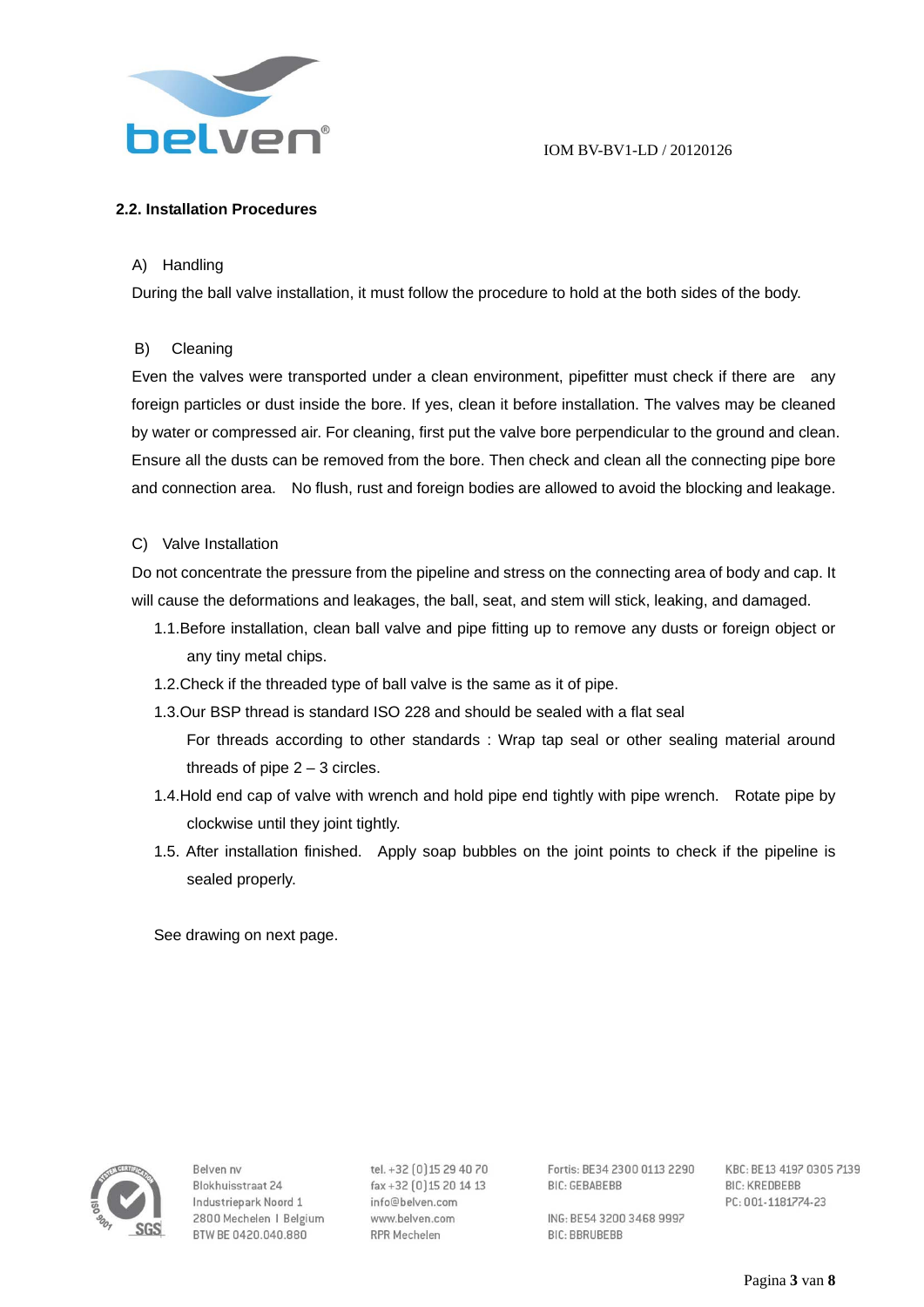## 2.2. Installation Procedures

A) Handling

During the ball valve installation, it must follow the procedure to hold at the both sides of the body.

B) Cleaning

Even the valves were transported under a clean environment, pipefitter must check if there are any foreign particles or dust inside the bore. If yes, clean it before installation. The valves may be cleaned by water or compressed air. For cleaning, first put the valve bore perpendicular to the ground and clean. Ensure all the dusts can be removed from the bore. Then check and clean all the connecting pipe bore and connection area. No flush, rust and foreign bodies are allowed to avoid the blocking and leakage.

C) Valve Installation

Do not concentrate the pressure from the pipeline and stress on the connecting area of body and cap. It will cause the deformations and leakages, the ball, seat, and stem will stick, leaking, and damaged.

1.1. Before installation, clean ball valve and pipe fitting up to remove any dusts or foreign object or any tiny metal chips.

1.2. Check if the threaded type of ball valve is the same as it of pipe.

1.3. Our BSP thread is standard ISO 228 and should be sealed with a flat seal
For threads according to other standards : Wrap tap seal or other sealing material around threads of pipe 2 – 3 circles.

1.4. Hold end cap of valve with wrench and hold pipe end tightly with pipe wrench. Rotate pipe by clockwise until they joint tightly.

1.5. After installation finished. Apply soap bubbles on the joint points to check if the pipeline is sealed properly.

See drawing on next page.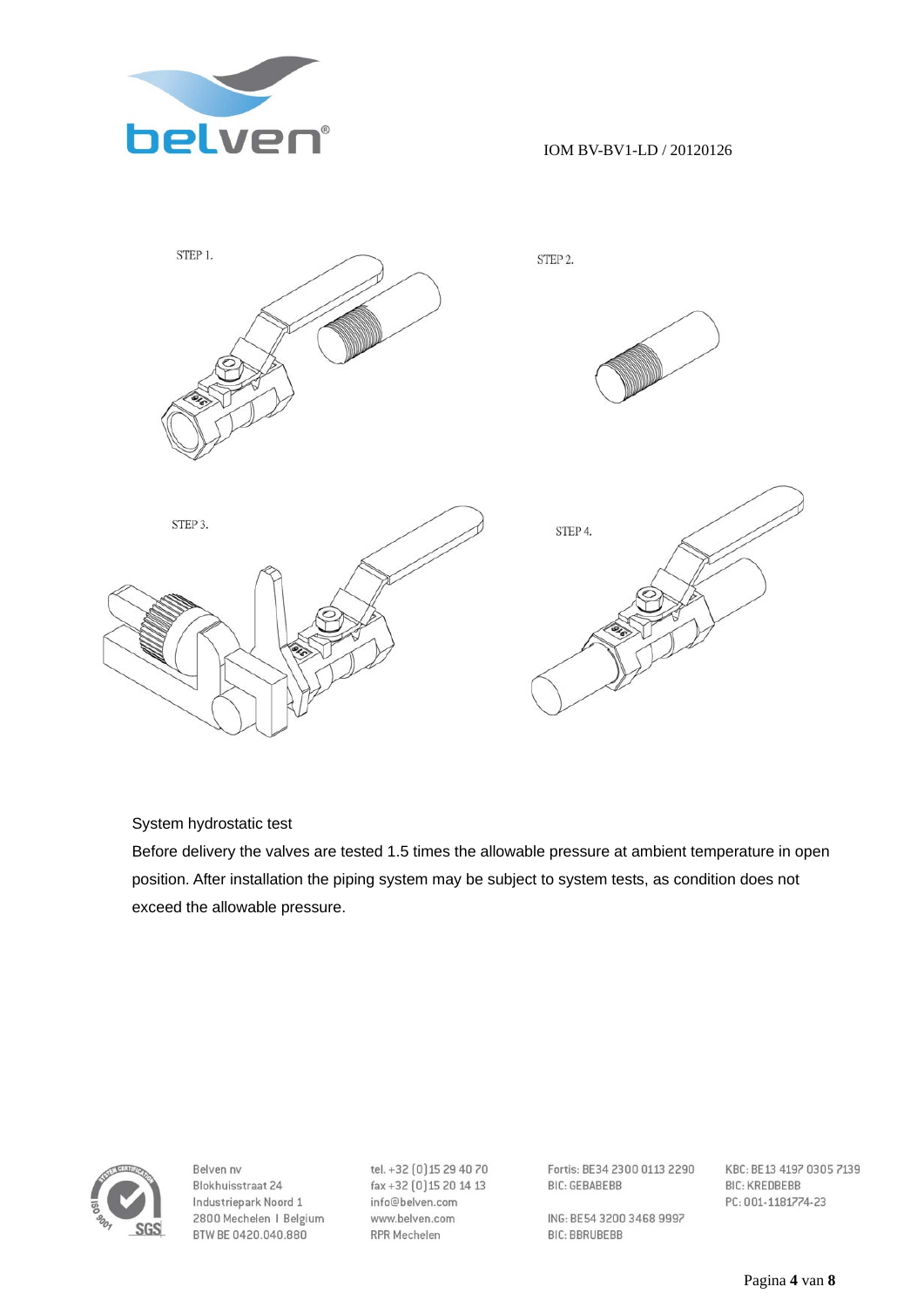STEP 1.

STEP 2.

STEP 3.

STEP 4.

System hydrostatic test

Before delivery the valves are tested 1.5 times the allowable pressure at ambient temperature in open position. After installation the piping system may be subject to system tests, as condition does not exceed the allowable pressure.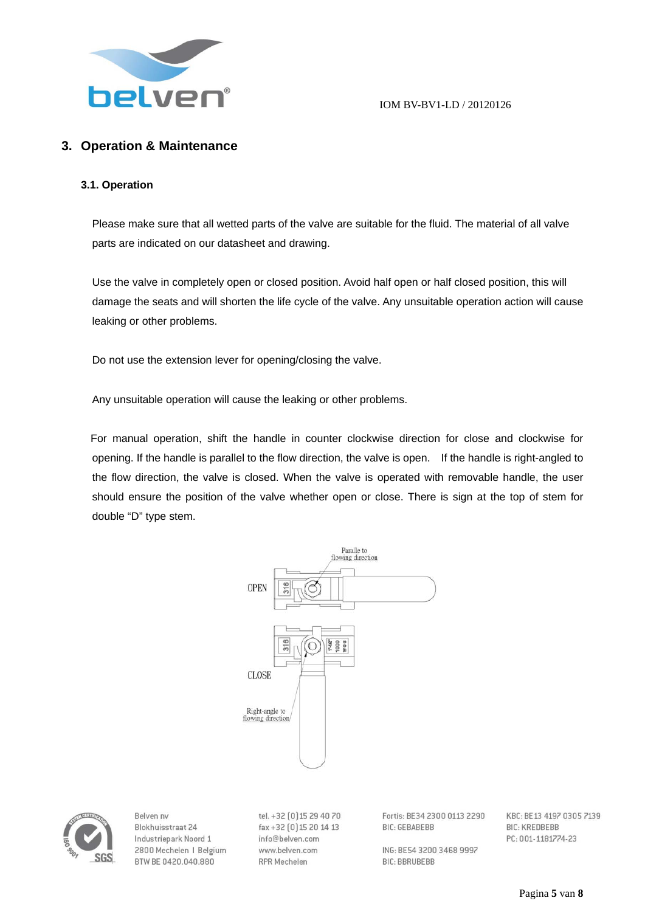## 3. Operation & Maintenance

### 3.1. Operation

Please make sure that all wetted parts of the valve are suitable for the fluid. The material of all valve parts are indicated on our datasheet and drawing.

Use the valve in completely open or closed position. Avoid half open or half closed position, this will damage the seats and will shorten the life cycle of the valve. Any unsuitable operation action will cause leaking or other problems.

Do not use the extension lever for opening/closing the valve.

Any unsuitable operation will cause the leaking or other problems.

For manual operation, shift the handle in counter clockwise direction for close and clockwise for opening. If the handle is parallel to the flow direction, the valve is open. If the handle is right-angled to the flow direction, the valve is closed. When the valve is operated with removable handle, the user should ensure the position of the valve whether open or close. There is sign at the top of stem for double "D" type stem.

Paralle to flowing direction

OPEN

CLOSE

Right-angle to flowing direction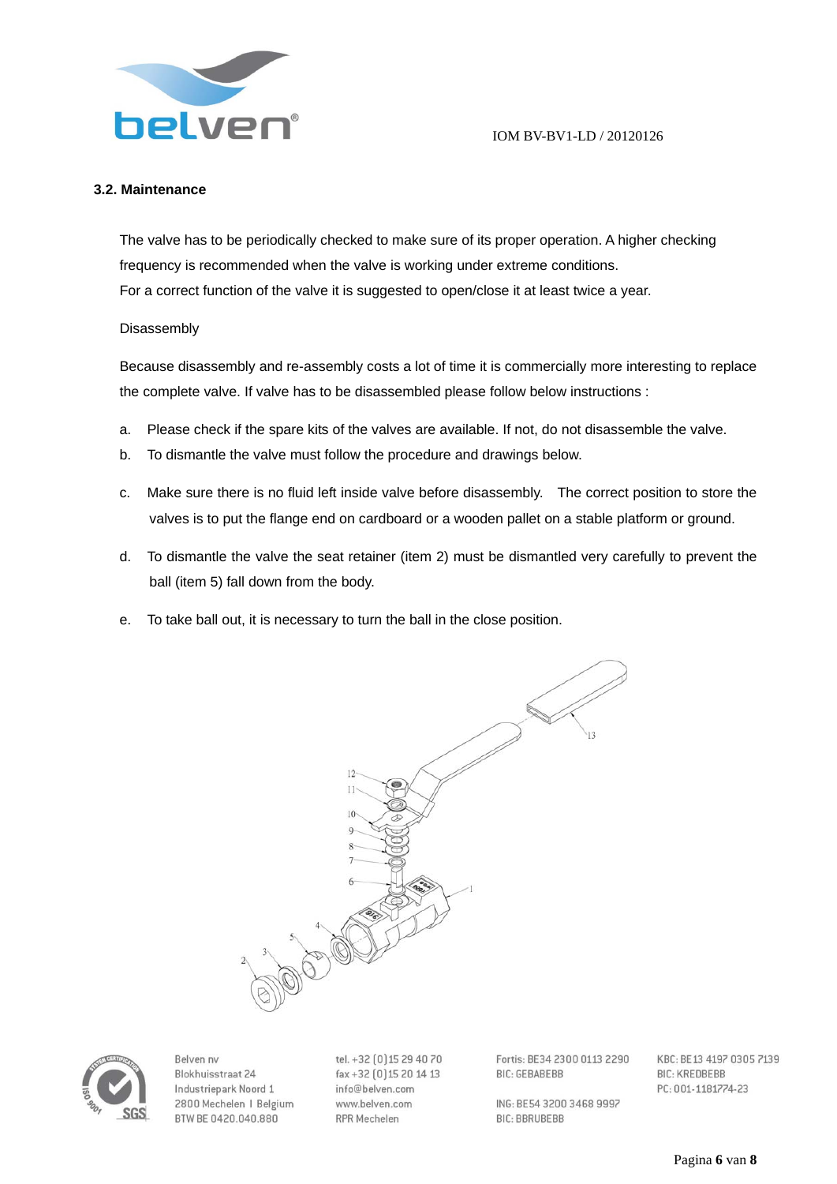### 3.2. Maintenance

The valve has to be periodically checked to make sure of its proper operation. A higher checking frequency is recommended when the valve is working under extreme conditions.
For a correct function of the valve it is suggested to open/close it at least twice a year.

Disassembly

Because disassembly and re-assembly costs a lot of time it is commercially more interesting to replace the complete valve. If valve has to be disassembled please follow below instructions :

a. Please check if the spare kits of the valves are available. If not, do not disassemble the valve.
b. To dismantle the valve must follow the procedure and drawings below.
c. Make sure there is no fluid left inside valve before disassembly. The correct position to store the valves is to put the flange end on cardboard or a wooden pallet on a stable platform or ground.
d. To dismantle the valve the seat retainer (item 2) must be dismantled very carefully to prevent the ball (item 5) fall down from the body.
e. To take ball out, it is necessary to turn the ball in the close position.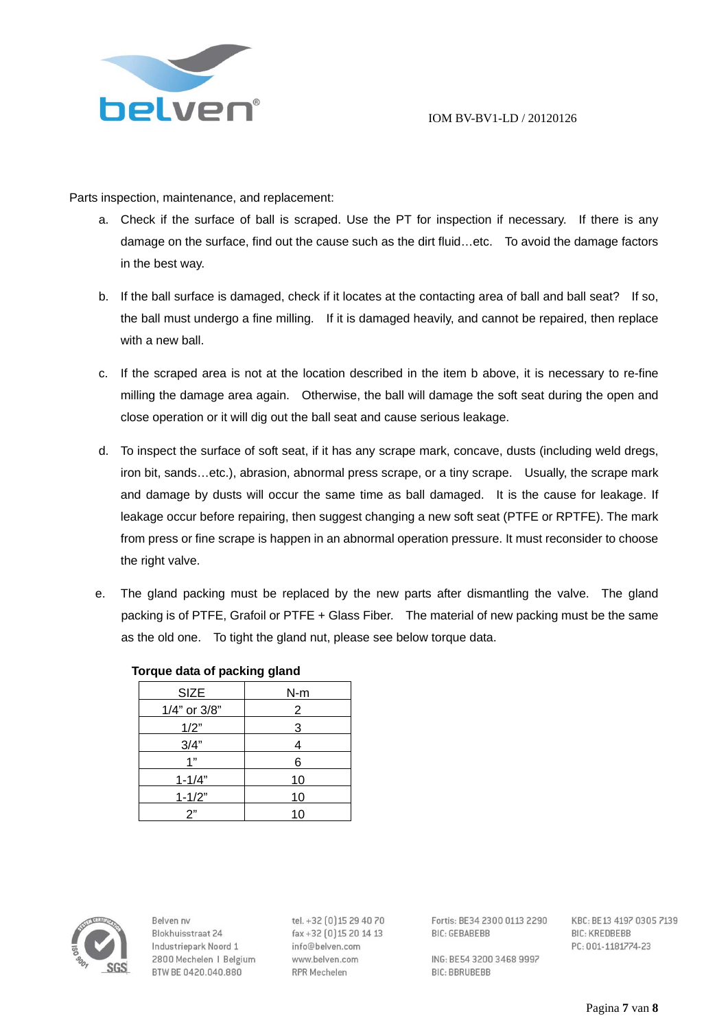Parts inspection, maintenance, and replacement:

a. Check if the surface of ball is scraped. Use the PT for inspection if necessary. If there is any damage on the surface, find out the cause such as the dirt fluid…etc. To avoid the damage factors in the best way.

b. If the ball surface is damaged, check if it locates at the contacting area of ball and ball seat? If so, the ball must undergo a fine milling. If it is damaged heavily, and cannot be repaired, then replace with a new ball.

c. If the scraped area is not at the location described in the item b above, it is necessary to re-fine milling the damage area again. Otherwise, the ball will damage the soft seat during the open and close operation or it will dig out the ball seat and cause serious leakage.

d. To inspect the surface of soft seat, if it has any scrape mark, concave, dusts (including weld dregs, iron bit, sands…etc.), abrasion, abnormal press scrape, or a tiny scrape. Usually, the scrape mark and damage by dusts will occur the same time as ball damaged. It is the cause for leakage. If leakage occur before repairing, then suggest changing a new soft seat (PTFE or RPTFE). The mark from press or fine scrape is happen in an abnormal operation pressure. It must reconsider to choose the right valve.

e. The gland packing must be replaced by the new parts after dismantling the valve. The gland packing is of PTFE, Grafoil or PTFE + Glass Fiber. The material of new packing must be the same as the old one. To tight the gland nut, please see below torque data.

**Torque data of packing gland**

| SIZE | N-m |
|---|---|
| 1/4" or 3/8" | 2 |
| 1/2" | 3 |
| 3/4" | 4 |
| 1" | 6 |
| 1-1/4" | 10 |
| 1-1/2" | 10 |
| 2" | 10 |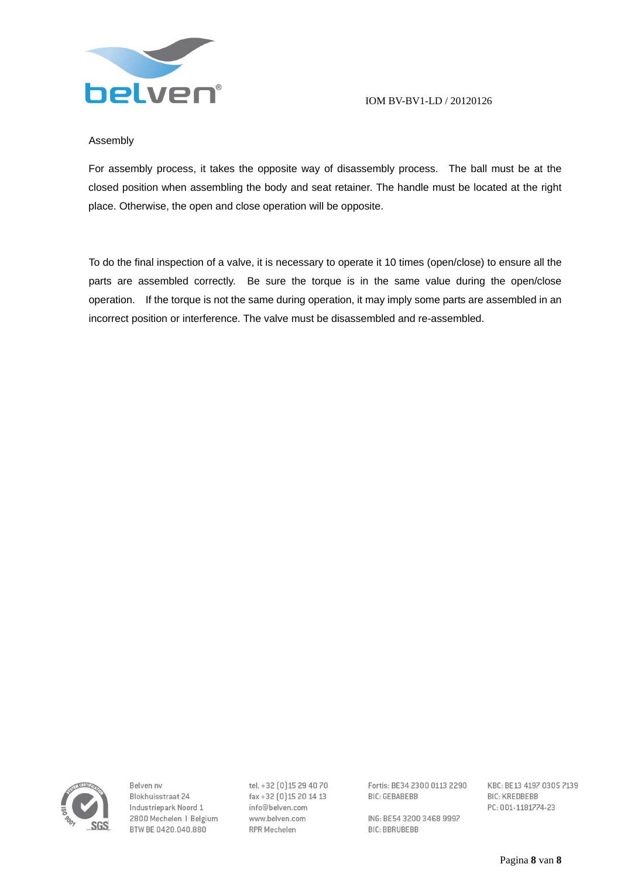## Assembly

For assembly process, it takes the opposite way of disassembly process. The ball must be at the closed position when assembling the body and seat retainer. The handle must be located at the right place. Otherwise, the open and close operation will be opposite.

To do the final inspection of a valve, it is necessary to operate it 10 times (open/close) to ensure all the parts are assembled correctly. Be sure the torque is in the same value during the open/close operation. If the torque is not the same during operation, it may imply some parts are assembled in an incorrect position or interference. The valve must be disassembled and re-assembled.